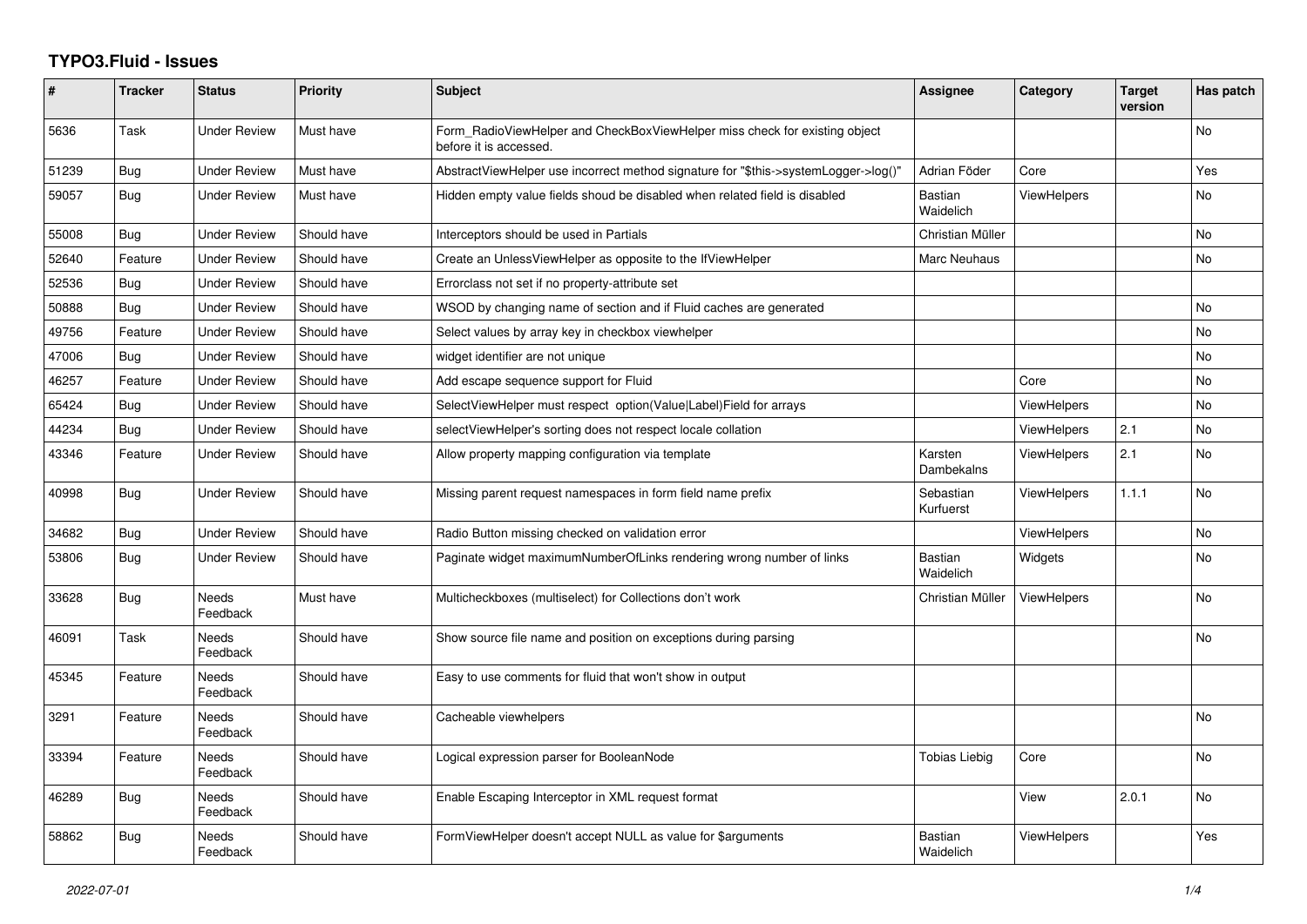# TYPO3.Fluid - Issues

| # | Tracker | Status | Priority | Subject | Assignee | Category | Target version | Has patch |
|---|---|---|---|---|---|---|---|---|
| 5636 | Task | Under Review | Must have | Form_RadioViewHelper and CheckBoxViewHelper miss check for existing object before it is accessed. | | | | No |
| 51239 | Bug | Under Review | Must have | AbstractViewHelper use incorrect method signature for "$this->systemLogger->log()" | Adrian Föder | Core | | Yes |
| 59057 | Bug | Under Review | Must have | Hidden empty value fields shoud be disabled when related field is disabled | Bastian Waidelich | ViewHelpers | | No |
| 55008 | Bug | Under Review | Should have | Interceptors should be used in Partials | Christian Müller | | | No |
| 52640 | Feature | Under Review | Should have | Create an UnlessViewHelper as opposite to the IfViewHelper | Marc Neuhaus | | | No |
| 52536 | Bug | Under Review | Should have | Errorclass not set if no property-attribute set | | | | |
| 50888 | Bug | Under Review | Should have | WSOD by changing name of section and if Fluid caches are generated | | | | No |
| 49756 | Feature | Under Review | Should have | Select values by array key in checkbox viewhelper | | | | No |
| 47006 | Bug | Under Review | Should have | widget identifier are not unique | | | | No |
| 46257 | Feature | Under Review | Should have | Add escape sequence support for Fluid | | Core | | No |
| 65424 | Bug | Under Review | Should have | SelectViewHelper must respect option(Value\|Label)Field for arrays | | ViewHelpers | | No |
| 44234 | Bug | Under Review | Should have | selectViewHelper's sorting does not respect locale collation | | ViewHelpers | 2.1 | No |
| 43346 | Feature | Under Review | Should have | Allow property mapping configuration via template | Karsten Dambekalns | ViewHelpers | 2.1 | No |
| 40998 | Bug | Under Review | Should have | Missing parent request namespaces in form field name prefix | Sebastian Kurfuerst | ViewHelpers | 1.1.1 | No |
| 34682 | Bug | Under Review | Should have | Radio Button missing checked on validation error | | ViewHelpers | | No |
| 53806 | Bug | Under Review | Should have | Paginate widget maximumNumberOfLinks rendering wrong number of links | Bastian Waidelich | Widgets | | No |
| 33628 | Bug | Needs Feedback | Must have | Multicheckboxes (multiselect) for Collections don't work | Christian Müller | ViewHelpers | | No |
| 46091 | Task | Needs Feedback | Should have | Show source file name and position on exceptions during parsing | | | | No |
| 45345 | Feature | Needs Feedback | Should have | Easy to use comments for fluid that won't show in output | | | | |
| 3291 | Feature | Needs Feedback | Should have | Cacheable viewhelpers | | | | No |
| 33394 | Feature | Needs Feedback | Should have | Logical expression parser for BooleanNode | Tobias Liebig | Core | | No |
| 46289 | Bug | Needs Feedback | Should have | Enable Escaping Interceptor in XML request format | | View | 2.0.1 | No |
| 58862 | Bug | Needs Feedback | Should have | FormViewHelper doesn't accept NULL as value for $arguments | Bastian Waidelich | ViewHelpers | | Yes |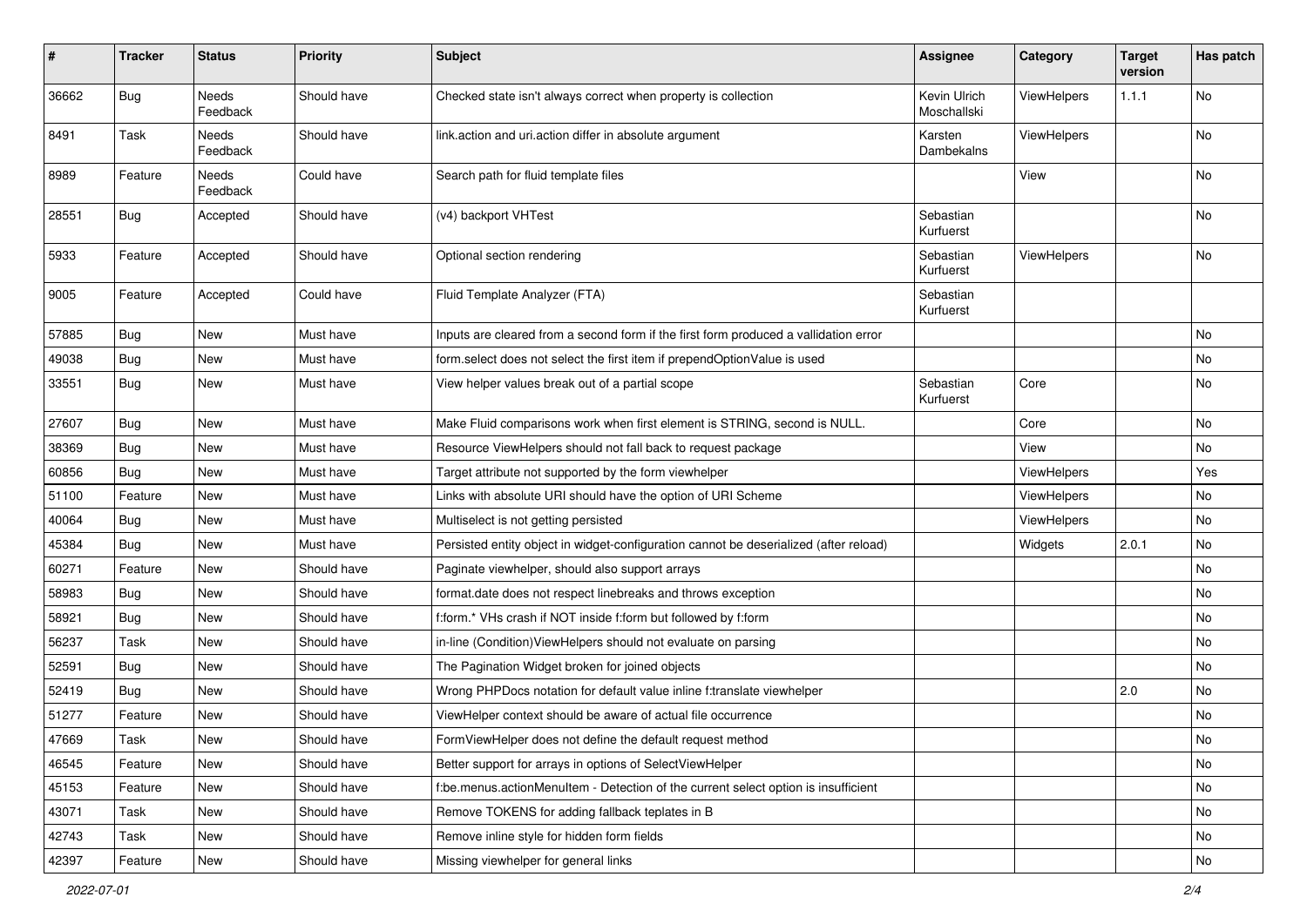| # | Tracker | Status | Priority | Subject | Assignee | Category | Target version | Has patch |
|---|---|---|---|---|---|---|---|---|
| 36662 | Bug | Needs Feedback | Should have | Checked state isn't always correct when property is collection | Kevin Ulrich Moschallski | ViewHelpers | 1.1.1 | No |
| 8491 | Task | Needs Feedback | Should have | link.action and uri.action differ in absolute argument | Karsten Dambekalns | ViewHelpers | | No |
| 8989 | Feature | Needs Feedback | Could have | Search path for fluid template files | | View | | No |
| 28551 | Bug | Accepted | Should have | (v4) backport VHTest | Sebastian Kurfuerst | | | No |
| 5933 | Feature | Accepted | Should have | Optional section rendering | Sebastian Kurfuerst | ViewHelpers | | No |
| 9005 | Feature | Accepted | Could have | Fluid Template Analyzer (FTA) | Sebastian Kurfuerst | | | |
| 57885 | Bug | New | Must have | Inputs are cleared from a second form if the first form produced a vallidation error | | | | No |
| 49038 | Bug | New | Must have | form.select does not select the first item if prependOptionValue is used | | | | No |
| 33551 | Bug | New | Must have | View helper values break out of a partial scope | Sebastian Kurfuerst | Core | | No |
| 27607 | Bug | New | Must have | Make Fluid comparisons work when first element is STRING, second is NULL. | | Core | | No |
| 38369 | Bug | New | Must have | Resource ViewHelpers should not fall back to request package | | View | | No |
| 60856 | Bug | New | Must have | Target attribute not supported by the form viewhelper | | ViewHelpers | | Yes |
| 51100 | Feature | New | Must have | Links with absolute URI should have the option of URI Scheme | | ViewHelpers | | No |
| 40064 | Bug | New | Must have | Multiselect is not getting persisted | | ViewHelpers | | No |
| 45384 | Bug | New | Must have | Persisted entity object in widget-configuration cannot be deserialized (after reload) | | Widgets | 2.0.1 | No |
| 60271 | Feature | New | Should have | Paginate viewhelper, should also support arrays | | | | No |
| 58983 | Bug | New | Should have | format.date does not respect linebreaks and throws exception | | | | No |
| 58921 | Bug | New | Should have | f:form.* VHs crash if NOT inside f:form but followed by f:form | | | | No |
| 56237 | Task | New | Should have | in-line (Condition)ViewHelpers should not evaluate on parsing | | | | No |
| 52591 | Bug | New | Should have | The Pagination Widget broken for joined objects | | | | No |
| 52419 | Bug | New | Should have | Wrong PHPDocs notation for default value inline f:translate viewhelper | | | 2.0 | No |
| 51277 | Feature | New | Should have | ViewHelper context should be aware of actual file occurrence | | | | No |
| 47669 | Task | New | Should have | FormViewHelper does not define the default request method | | | | No |
| 46545 | Feature | New | Should have | Better support for arrays in options of SelectViewHelper | | | | No |
| 45153 | Feature | New | Should have | f:be.menus.actionMenuItem - Detection of the current select option is insufficient | | | | No |
| 43071 | Task | New | Should have | Remove TOKENS for adding fallback teplates in B | | | | No |
| 42743 | Task | New | Should have | Remove inline style for hidden form fields | | | | No |
| 42397 | Feature | New | Should have | Missing viewhelper for general links | | | | No |

2022-07-01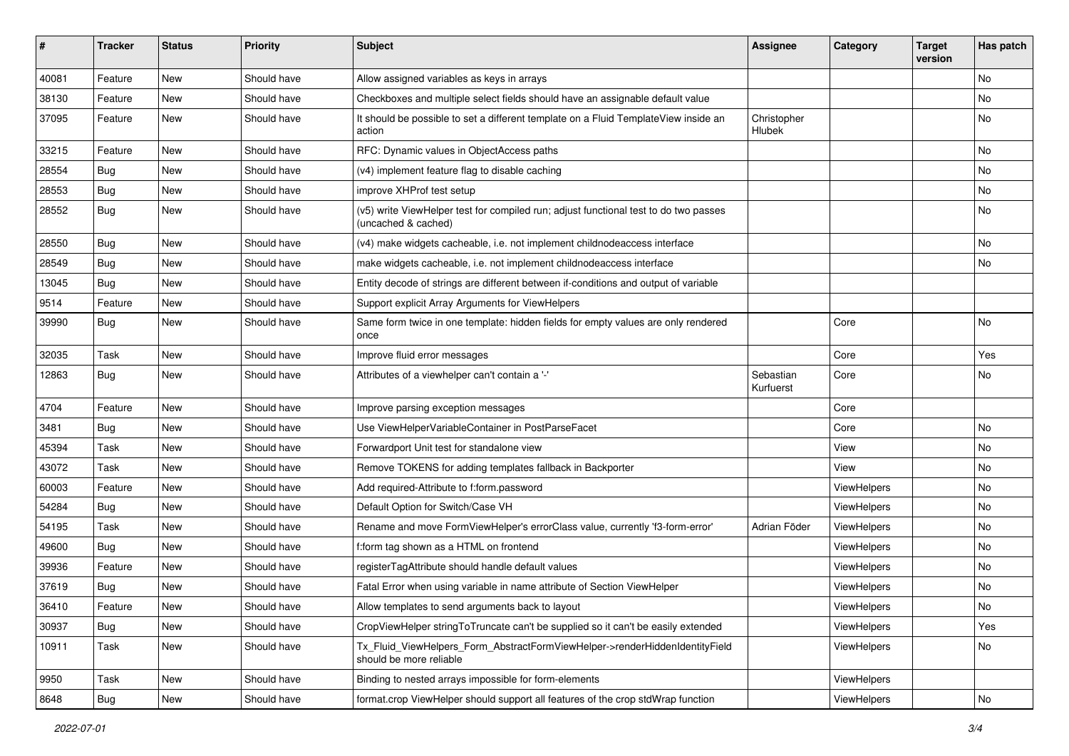| # | Tracker | Status | Priority | Subject | Assignee | Category | Target version | Has patch |
|---|---|---|---|---|---|---|---|---|
| 40081 | Feature | New | Should have | Allow assigned variables as keys in arrays | | | | No |
| 38130 | Feature | New | Should have | Checkboxes and multiple select fields should have an assignable default value | | | | No |
| 37095 | Feature | New | Should have | It should be possible to set a different template on a Fluid TemplateView inside an action | Christopher Hlubek | | | No |
| 33215 | Feature | New | Should have | RFC: Dynamic values in ObjectAccess paths | | | | No |
| 28554 | Bug | New | Should have | (v4) implement feature flag to disable caching | | | | No |
| 28553 | Bug | New | Should have | improve XHProf test setup | | | | No |
| 28552 | Bug | New | Should have | (v5) write ViewHelper test for compiled run; adjust functional test to do two passes (uncached & cached) | | | | No |
| 28550 | Bug | New | Should have | (v4) make widgets cacheable, i.e. not implement childnodeaccess interface | | | | No |
| 28549 | Bug | New | Should have | make widgets cacheable, i.e. not implement childnodeaccess interface | | | | No |
| 13045 | Bug | New | Should have | Entity decode of strings are different between if-conditions and output of variable | | | | |
| 9514 | Feature | New | Should have | Support explicit Array Arguments for ViewHelpers | | | | |
| 39990 | Bug | New | Should have | Same form twice in one template: hidden fields for empty values are only rendered once | | Core | | No |
| 32035 | Task | New | Should have | Improve fluid error messages | | Core | | Yes |
| 12863 | Bug | New | Should have | Attributes of a viewhelper can't contain a '-' | Sebastian Kurfuerst | Core | | No |
| 4704 | Feature | New | Should have | Improve parsing exception messages | | Core | | |
| 3481 | Bug | New | Should have | Use ViewHelperVariableContainer in PostParseFacet | | Core | | No |
| 45394 | Task | New | Should have | Forwardport Unit test for standalone view | | View | | No |
| 43072 | Task | New | Should have | Remove TOKENS for adding templates fallback in Backporter | | View | | No |
| 60003 | Feature | New | Should have | Add required-Attribute to f:form.password | | ViewHelpers | | No |
| 54284 | Bug | New | Should have | Default Option for Switch/Case VH | | ViewHelpers | | No |
| 54195 | Task | New | Should have | Rename and move FormViewHelper's errorClass value, currently 'f3-form-error' | Adrian Föder | ViewHelpers | | No |
| 49600 | Bug | New | Should have | f:form tag shown as a HTML on frontend | | ViewHelpers | | No |
| 39936 | Feature | New | Should have | registerTagAttribute should handle default values | | ViewHelpers | | No |
| 37619 | Bug | New | Should have | Fatal Error when using variable in name attribute of Section ViewHelper | | ViewHelpers | | No |
| 36410 | Feature | New | Should have | Allow templates to send arguments back to layout | | ViewHelpers | | No |
| 30937 | Bug | New | Should have | CropViewHelper stringToTruncate can't be supplied so it can't be easily extended | | ViewHelpers | | Yes |
| 10911 | Task | New | Should have | Tx_Fluid_ViewHelpers_Form_AbstractFormViewHelper->renderHiddenIdentityField should be more reliable | | ViewHelpers | | No |
| 9950 | Task | New | Should have | Binding to nested arrays impossible for form-elements | | ViewHelpers | | |
| 8648 | Bug | New | Should have | format.crop ViewHelper should support all features of the crop stdWrap function | | ViewHelpers | | No |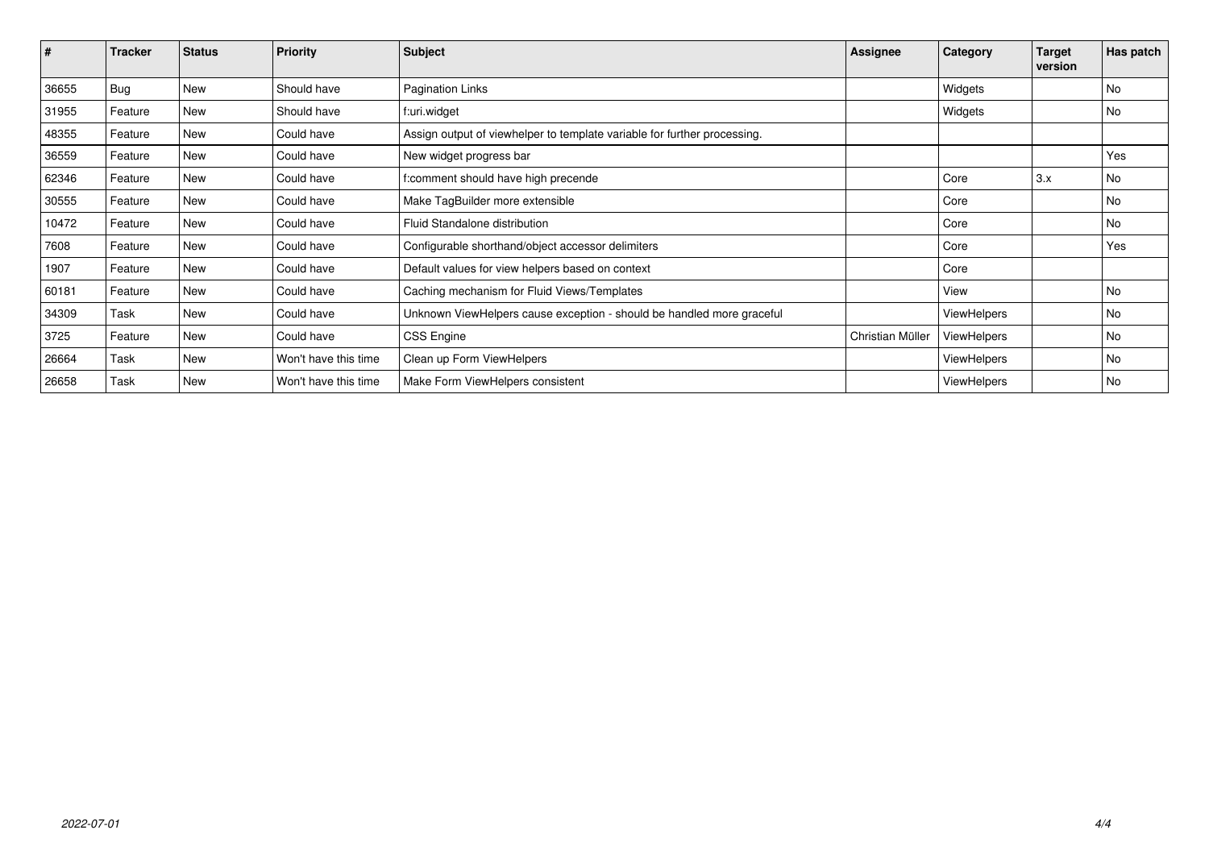| # | Tracker | Status | Priority | Subject | Assignee | Category | Target version | Has patch |
|---|---|---|---|---|---|---|---|---|
| 36655 | Bug | New | Should have | Pagination Links | | Widgets | | No |
| 31955 | Feature | New | Should have | f:uri.widget | | Widgets | | No |
| 48355 | Feature | New | Could have | Assign output of viewhelper to template variable for further processing. | | | | |
| 36559 | Feature | New | Could have | New widget progress bar | | | | Yes |
| 62346 | Feature | New | Could have | f:comment should have high precende | | Core | 3.x | No |
| 30555 | Feature | New | Could have | Make TagBuilder more extensible | | Core | | No |
| 10472 | Feature | New | Could have | Fluid Standalone distribution | | Core | | No |
| 7608 | Feature | New | Could have | Configurable shorthand/object accessor delimiters | | Core | | Yes |
| 1907 | Feature | New | Could have | Default values for view helpers based on context | | Core | | |
| 60181 | Feature | New | Could have | Caching mechanism for Fluid Views/Templates | | View | | No |
| 34309 | Task | New | Could have | Unknown ViewHelpers cause exception - should be handled more graceful | | ViewHelpers | | No |
| 3725 | Feature | New | Could have | CSS Engine | Christian Müller | ViewHelpers | | No |
| 26664 | Task | New | Won't have this time | Clean up Form ViewHelpers | | ViewHelpers | | No |
| 26658 | Task | New | Won't have this time | Make Form ViewHelpers consistent | | ViewHelpers | | No |